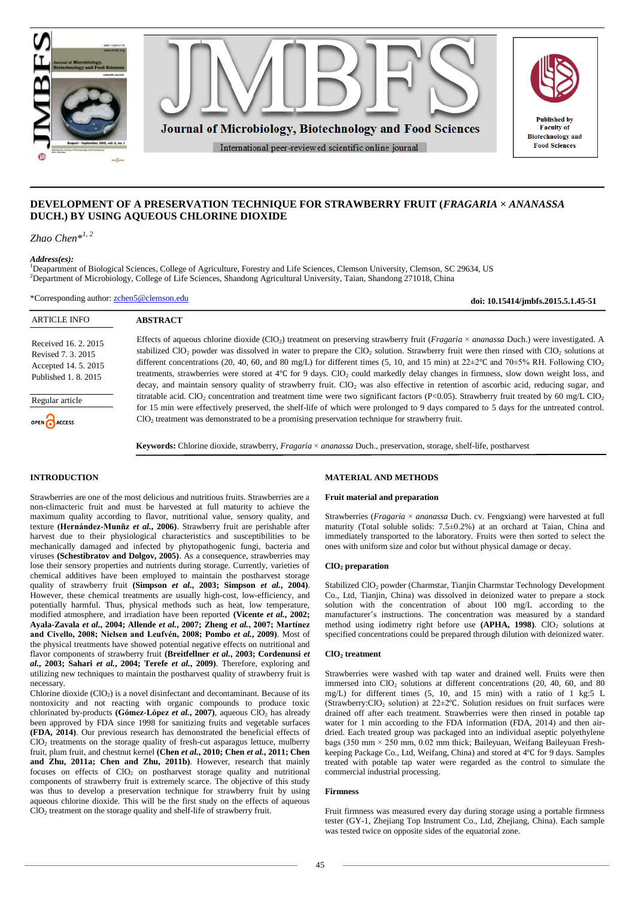# DEVELOPMENT OF A PRESERVATION TECHNIQUE FOR STRAWBERRY FRUIT (*FRAGARIA* × *ANANASSA* DUCH.) BY USING AQUEOUS CHLORINE DIOXIDE

*Zhao Chen*[*1, 2]

***Address(es):***
[1]Deaprtment of Biological Sciences, College of Agriculture, Forestry and Life Sciences, Clemson University, Clemson, SC 29634, US
[2]Department of Microbiology, College of Life Sciences, Shandong Agricultural University, Taian, Shandong 271018, China

*Corresponding author: zchen5@clemson.edu

**doi: 10.15414/jmbfs.2015.5.1.45-51**

| ARTICLE INFO |
|---|
| Received 16. 2. 2015<br>Revised 7. 3. 2015<br>Accepted 14. 5. 2015<br>Published 1. 8. 2015 |
| Regular article |
| OPEN ACCESS |

## ABSTRACT

Effects of aqueous chlorine dioxide ($ClO_2$) treatment on preserving strawberry fruit (*Fragaria* × *ananassa* Duch.) were investigated. A stabilized $ClO_2$ powder was dissolved in water to prepare the $ClO_2$ solution. Strawberry fruit were then rinsed with $ClO_2$ solutions at different concentrations (20, 40, 60, and 80 mg/L) for different times (5, 10, and 15 min) at 22±2℃ and 70±5% RH. Following $ClO_2$ treatments, strawberries were stored at 4℃ for 9 days. $ClO_2$ could markedly delay changes in firmness, slow down weight loss, and decay, and maintain sensory quality of strawberry fruit. $ClO_2$ was also effective in retention of ascorbic acid, reducing sugar, and titratable acid. $ClO_2$ concentration and treatment time were two significant factors ($P<0.05$). Strawberry fruit treated by 60 mg/L $ClO_2$ for 15 min were effectively preserved, the shelf-life of which were prolonged to 9 days compared to 5 days for the untreated control. $ClO_2$ treatment was demonstrated to be a promising preservation technique for strawberry fruit.

**Keywords:** Chlorine dioxide, strawberry, *Fragaria* × *ananassa* Duch., preservation, storage, shelf-life, postharvest

## INTRODUCTION

Strawberries are one of the most delicious and nutritious fruits. Strawberries are a non-climacteric fruit and must be harvested at full maturity to achieve the maximum quality according to flavor, nutritional value, sensory quality, and texture **(Hernández-Munñz *et al.*, 2006)**. Strawberry fruit are perishable after harvest due to their physiological characteristics and susceptibilities to be mechanically damaged and infected by phytopathogenic fungi, bacteria and viruses **(Schestibratov and Dolgov, 2005)**. As a consequence, strawberries may lose their sensory properties and nutrients during storage. Currently, varieties of chemical additives have been employed to maintain the postharvest storage quality of strawberry fruit **(Simpson *et al.*, 2003; Simpson *et al.*, 2004)**. However, these chemical treatments are usually high-cost, low-efficiency, and potentially harmful. Thus, physical methods such as heat, low temperature, modified atmosphere, and irradiation have been reported **(Vicente *et al.*, 2002; Ayala-Zavala *et al.*, 2004; Allende *et al.*, 2007; Zheng *et al.*, 2007; Martínez and Civello, 2008; Nielsen and Leufvén, 2008; Pombo *et al.*, 2009)**. Most of the physical treatments have showed potential negative effects on nutritional and flavor components of strawberry fruit **(Breitfellner *et al.*, 2003; Cordenunsi *et al.*, 2003; Sahari *et al.*, 2004; Terefe *et al.*, 2009)**. Therefore, exploring and utilizing new techniques to maintain the postharvest quality of strawberry fruit is necessary.

Chlorine dioxide ($ClO_2$) is a novel disinfectant and decontaminant. Because of its nontoxicity and not reacting with organic compounds to produce toxic chlorinated by-products **(Gómez-López *et al.*, 2007)**, aqueous $ClO_2$ has already been approved by FDA since 1998 for sanitizing fruits and vegetable surfaces **(FDA, 2014)**. Our previous research has demonstrated the beneficial effects of $ClO_2$ treatments on the storage quality of fresh-cut asparagus lettuce, mulberry fruit, plum fruit, and chestnut kernel **(Chen *et al.*, 2010; Chen *et al.*, 2011; Chen and Zhu, 2011a; Chen and Zhu, 2011b)**. However, research that mainly focuses on effects of $ClO_2$ on postharvest storage quality and nutritional components of strawberry fruit is extremely scarce. The objective of this study was thus to develop a preservation technique for strawberry fruit by using aqueous chlorine dioxide. This will be the first study on the effects of aqueous $ClO_2$ treatment on the storage quality and shelf-life of strawberry fruit.

## MATERIAL AND METHODS

### Fruit material and preparation

Strawberries (*Fragaria* × *ananassa* Duch. cv. Fengxiang) were harvested at full maturity (Total soluble solids: 7.5±0.2%) at an orchard at Taian, China and immediately transported to the laboratory. Fruits were then sorted to select the ones with uniform size and color but without physical damage or decay.

### $ClO_2$ preparation

Stabilized $ClO_2$ powder (Charmstar, Tianjin Charmstar Technology Development Co., Ltd, Tianjin, China) was dissolved in deionized water to prepare a stock solution with the concentration of about 100 mg/L according to the manufacturer's instructions. The concentration was measured by a standard method using iodimetry right before use **(APHA, 1998)**. $ClO_2$ solutions at specified concentrations could be prepared through dilution with deionized water.

### $ClO_2$ treatment

Strawberries were washed with tap water and drained well. Fruits were then immersed into $ClO_2$ solutions at different concentrations (20, 40, 60, and 80 mg/L) for different times (5, 10, and 15 min) with a ratio of 1 kg:5 L (Strawberry:$ClO_2$ solution) at 22±2℃. Solution residues on fruit surfaces were drained off after each treatment. Strawberries were then rinsed in potable tap water for 1 min according to the FDA information (FDA, 2014) and then air-dried. Each treated group was packaged into an individual aseptic polyethylene bags (350 mm × 250 mm, 0.02 mm thick; Baileyuan, Weifang Baileyuan Fresh-keeping Package Co., Ltd, Weifang, China) and stored at 4℃ for 9 days. Samples treated with potable tap water were regarded as the control to simulate the commercial industrial processing.

### Firmness

Fruit firmness was measured every day during storage using a portable firmness tester (GY-1, Zhejiang Top Instrument Co., Ltd, Zhejiang, China). Each sample was tested twice on opposite sides of the equatorial zone.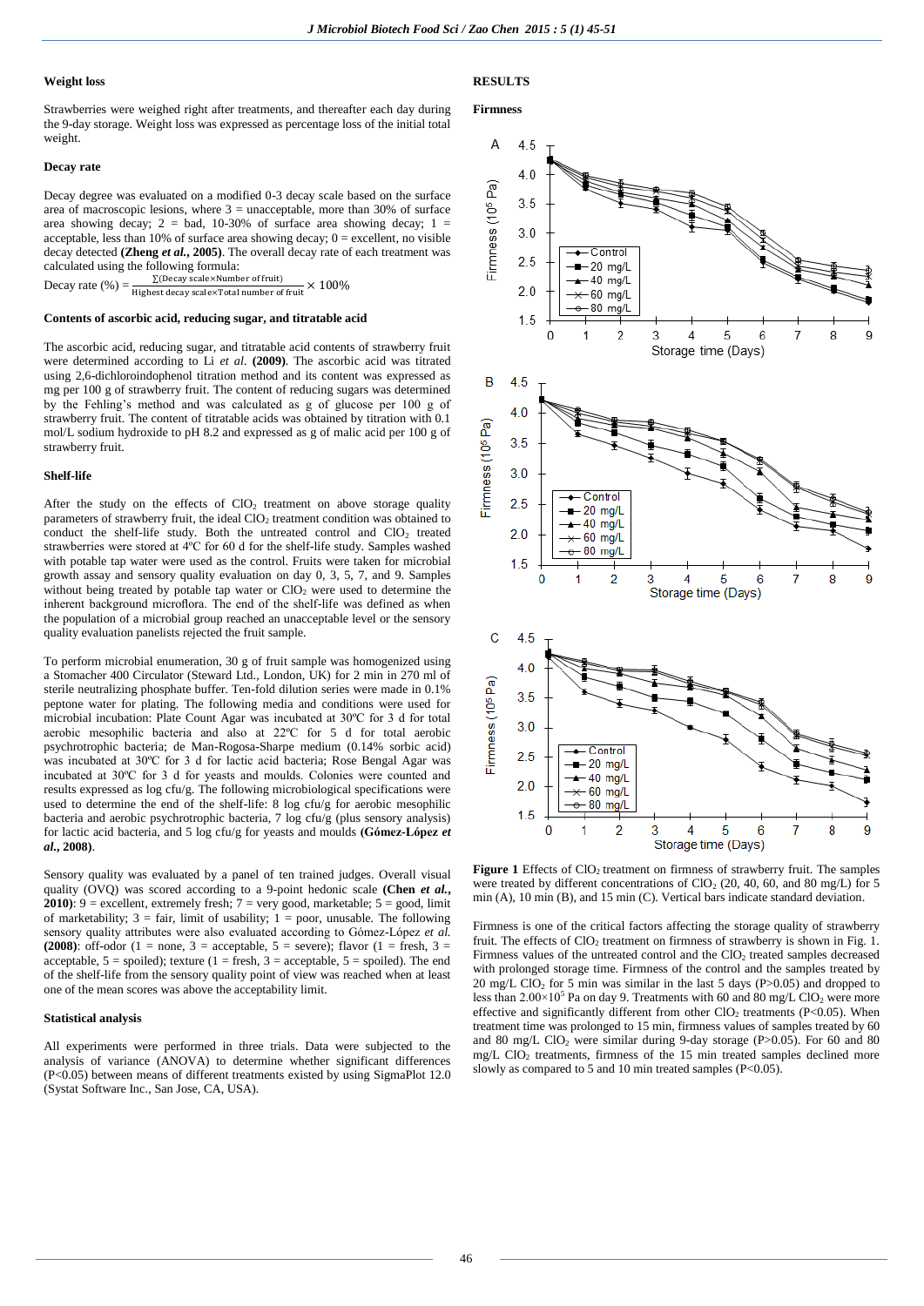#### Weight loss

Strawberries were weighed right after treatments, and thereafter each day during the 9-day storage. Weight loss was expressed as percentage loss of the initial total weight.

#### Decay rate

Decay degree was evaluated on a modified 0-3 decay scale based on the surface area of macroscopic lesions, where 3 = unacceptable, more than 30% of surface area showing decay; 2 = bad, 10-30% of surface area showing decay; 1 = acceptable, less than 10% of surface area showing decay; 0 = excellent, no visible decay detected **(Zheng *et al.*, 2005)**. The overall decay rate of each treatment was calculated using the following formula:

$$\text{Decay rate (\%)} = \frac{\sum(\text{Decay scale} \times \text{Number of fruit})}{\text{Highest decay scale} \times \text{Total number of fruit}} \times 100\%$$

#### Contents of ascorbic acid, reducing sugar, and titratable acid

The ascorbic acid, reducing sugar, and titratable acid contents of strawberry fruit were determined according to Li *et al.* **(2009)**. The ascorbic acid was titrated using 2,6-dichloroindophenol titration method and its content was expressed as mg per 100 g of strawberry fruit. The content of reducing sugars was determined by the Fehling's method and was calculated as g of glucose per 100 g of strawberry fruit. The content of titratable acids was obtained by titration with 0.1 mol/L sodium hydroxide to pH 8.2 and expressed as g of malic acid per 100 g of strawberry fruit.

#### Shelf-life

After the study on the effects of $ClO_2$ treatment on above storage quality parameters of strawberry fruit, the ideal $ClO_2$ treatment condition was obtained to conduct the shelf-life study. Both the untreated control and $ClO_2$ treated strawberries were stored at 4ºC for 60 d for the shelf-life study. Samples washed with potable tap water were used as the control. Fruits were taken for microbial growth assay and sensory quality evaluation on day 0, 3, 5, 7, and 9. Samples without being treated by potable tap water or $ClO_2$ were used to determine the inherent background microflora. The end of the shelf-life was defined as when the population of a microbial group reached an unacceptable level or the sensory quality evaluation panelists rejected the fruit sample.

To perform microbial enumeration, 30 g of fruit sample was homogenized using a Stomacher 400 Circulator (Steward Ltd., London, UK) for 2 min in 270 ml of sterile neutralizing phosphate buffer. Ten-fold dilution series were made in 0.1% peptone water for plating. The following media and conditions were used for microbial incubation: Plate Count Agar was incubated at 30ºC for 3 d for total aerobic mesophilic bacteria and also at 22ºC for 5 d for total aerobic psychrotrophic bacteria; de Man-Rogosa-Sharpe medium (0.14% sorbic acid) was incubated at 30ºC for 3 d for lactic acid bacteria; Rose Bengal Agar was incubated at 30ºC for 3 d for yeasts and moulds. Colonies were counted and results expressed as log cfu/g. The following microbiological specifications were used to determine the end of the shelf-life: 8 log cfu/g for aerobic mesophilic bacteria and aerobic psychrotrophic bacteria, 7 log cfu/g (plus sensory analysis) for lactic acid bacteria, and 5 log cfu/g for yeasts and moulds **(Gómez-López *et al.*, 2008)**.

Sensory quality was evaluated by a panel of ten trained judges. Overall visual quality (OVQ) was scored according to a 9-point hedonic scale **(Chen *et al.*, 2010)**: 9 = excellent, extremely fresh; 7 = very good, most marketable; 5 = good, limit of marketability; 3 = fair, limit of usability; 1 = poor, unusable. The following sensory quality attributes were also evaluated according to Gómez-López *et al.* **(2008)**: off-odor (1 = none, 3 = acceptable, 5 = severe); flavor (1 = fresh, 3 = acceptable, 5 = spoiled); texture (1 = fresh, 3 = acceptable, 5 = spoiled). The end of the shelf-life from the sensory quality point of view was reached when at least one of the mean scores was above the acceptability limit.

#### Statistical analysis

All experiments were performed in three trials. Data were subjected to the analysis of variance (ANOVA) to determine whether significant differences ($P<0.05$) between means of different treatments existed by using SigmaPlot 12.0 (Systat Software Inc., San Jose, CA, USA).

## RESULTS

#### Firmness

**Figure 1** Effects of $ClO_2$ treatment on firmness of strawberry fruit. The samples were treated by different concentrations of $ClO_2$ (20, 40, 60, and 80 mg/L) for 5 min (A), 10 min (B), and 15 min (C). Vertical bars indicate standard deviation.

Firmness is one of the critical factors affecting the storage quality of strawberry fruit. The effects of $ClO_2$ treatment on firmness of strawberry is shown in Fig. 1. Firmness values of the untreated control and the $ClO_2$ treated samples decreased with prolonged storage time. Firmness of the control and the samples treated by 20 mg/L $ClO_2$ for 5 min was similar in the last 5 days ($P>0.05$) and dropped to less than $2.00 \times 10^5$ Pa on day 9. Treatments with 60 and 80 mg/L $ClO_2$ were more effective and significantly different from other $ClO_2$ treatments ($P<0.05$). When treatment time was prolonged to 15 min, firmness values of samples treated by 60 and 80 mg/L $ClO_2$ were similar during 9-day storage ($P>0.05$). For 60 and 80 mg/L $ClO_2$ treatments, firmness of the 15 min treated samples declined more slowly as compared to 5 and 10 min treated samples ($P<0.05$).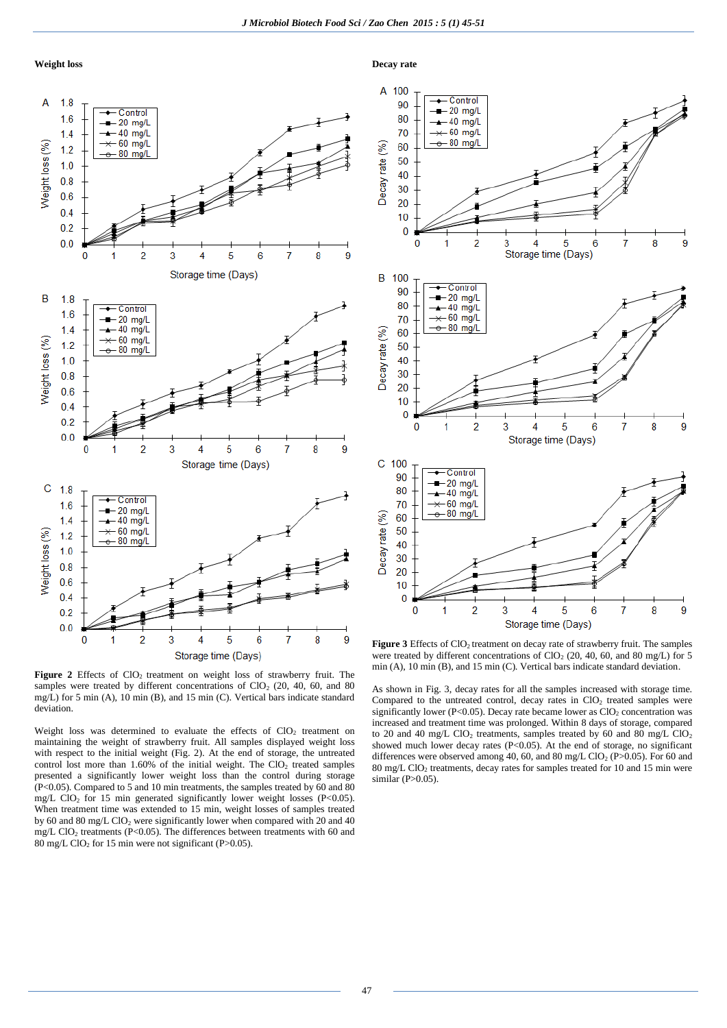**Weight loss**

Figure 2 Effects of $ClO_2$ treatment on weight loss of strawberry fruit. The samples were treated by different concentrations of $ClO_2$ (20, 40, 60, and 80 mg/L) for 5 min (A), 10 min (B), and 15 min (C). Vertical bars indicate standard deviation.

Weight loss was determined to evaluate the effects of $ClO_2$ treatment on maintaining the weight of strawberry fruit. All samples displayed weight loss with respect to the initial weight (Fig. 2). At the end of storage, the untreated control lost more than 1.60% of the initial weight. The $ClO_2$ treated samples presented a significantly lower weight loss than the control during storage ($P<0.05$). Compared to 5 and 10 min treatments, the samples treated by 60 and 80 mg/L $ClO_2$ for 15 min generated significantly lower weight losses ($P<0.05$). When treatment time was extended to 15 min, weight losses of samples treated by 60 and 80 mg/L $ClO_2$ were significantly lower when compared with 20 and 40 mg/L $ClO_2$ treatments ($P<0.05$). The differences between treatments with 60 and 80 mg/L $ClO_2$ for 15 min were not significant ($P>0.05$).

**Decay rate**

Figure 3 Effects of $ClO_2$ treatment on decay rate of strawberry fruit. The samples were treated by different concentrations of $ClO_2$ (20, 40, 60, and 80 mg/L) for 5 min (A), 10 min (B), and 15 min (C). Vertical bars indicate standard deviation.

As shown in Fig. 3, decay rates for all the samples increased with storage time. Compared to the untreated control, decay rates in $ClO_2$ treated samples were significantly lower ($P<0.05$). Decay rate became lower as $ClO_2$ concentration was increased and treatment time was prolonged. Within 8 days of storage, compared to 20 and 40 mg/L $ClO_2$ treatments, samples treated by 60 and 80 mg/L $ClO_2$ showed much lower decay rates ($P<0.05$). At the end of storage, no significant differences were observed among 40, 60, and 80 mg/L $ClO_2$ ($P>0.05$). For 60 and 80 mg/L $ClO_2$ treatments, decay rates for samples treated for 10 and 15 min were similar ($P>0.05$).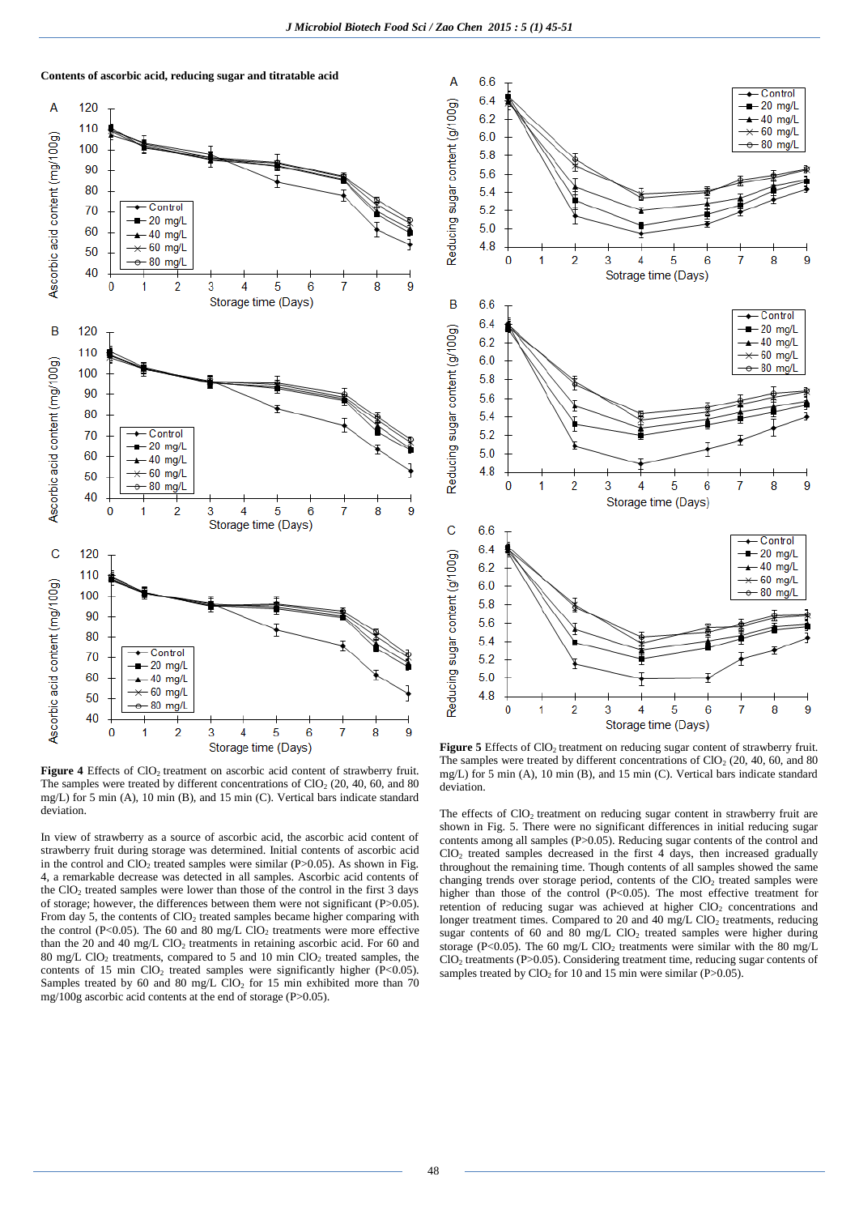**Contents of ascorbic acid, reducing sugar and titratable acid**

**Figure 4** Effects of $ClO_2$ treatment on ascorbic acid content of strawberry fruit. The samples were treated by different concentrations of $ClO_2$ (20, 40, 60, and 80 mg/L) for 5 min (A), 10 min (B), and 15 min (C). Vertical bars indicate standard deviation.

In view of strawberry as a source of ascorbic acid, the ascorbic acid content of strawberry fruit during storage was determined. Initial contents of ascorbic acid in the control and $ClO_2$ treated samples were similar (P>0.05). As shown in Fig. 4, a remarkable decrease was detected in all samples. Ascorbic acid contents of the $ClO_2$ treated samples were lower than those of the control in the first 3 days of storage; however, the differences between them were not significant (P>0.05). From day 5, the contents of $ClO_2$ treated samples became higher comparing with the control (P<0.05). The 60 and 80 mg/L $ClO_2$ treatments were more effective than the 20 and 40 mg/L $ClO_2$ treatments in retaining ascorbic acid. For 60 and 80 mg/L $ClO_2$ treatments, compared to 5 and 10 min $ClO_2$ treated samples, the contents of 15 min $ClO_2$ treated samples were significantly higher (P<0.05). Samples treated by 60 and 80 mg/L $ClO_2$ for 15 min exhibited more than 70 mg/100g ascorbic acid contents at the end of storage (P>0.05).

**Figure 5** Effects of $ClO_2$ treatment on reducing sugar content of strawberry fruit. The samples were treated by different concentrations of $ClO_2$ (20, 40, 60, and 80 mg/L) for 5 min (A), 10 min (B), and 15 min (C). Vertical bars indicate standard deviation.

The effects of $ClO_2$ treatment on reducing sugar content in strawberry fruit are shown in Fig. 5. There were no significant differences in initial reducing sugar contents among all samples (P>0.05). Reducing sugar contents of the control and $ClO_2$ treated samples decreased in the first 4 days, then increased gradually throughout the remaining time. Though contents of all samples showed the same changing trends over storage period, contents of the $ClO_2$ treated samples were higher than those of the control (P<0.05). The most effective treatment for retention of reducing sugar was achieved at higher $ClO_2$ concentrations and longer treatment times. Compared to 20 and 40 mg/L $ClO_2$ treatments, reducing sugar contents of 60 and 80 mg/L $ClO_2$ treated samples were higher during storage (P<0.05). The 60 mg/L $ClO_2$ treatments were similar with the 80 mg/L $ClO_2$ treatments (P>0.05). Considering treatment time, reducing sugar contents of samples treated by $ClO_2$ for 10 and 15 min were similar (P>0.05).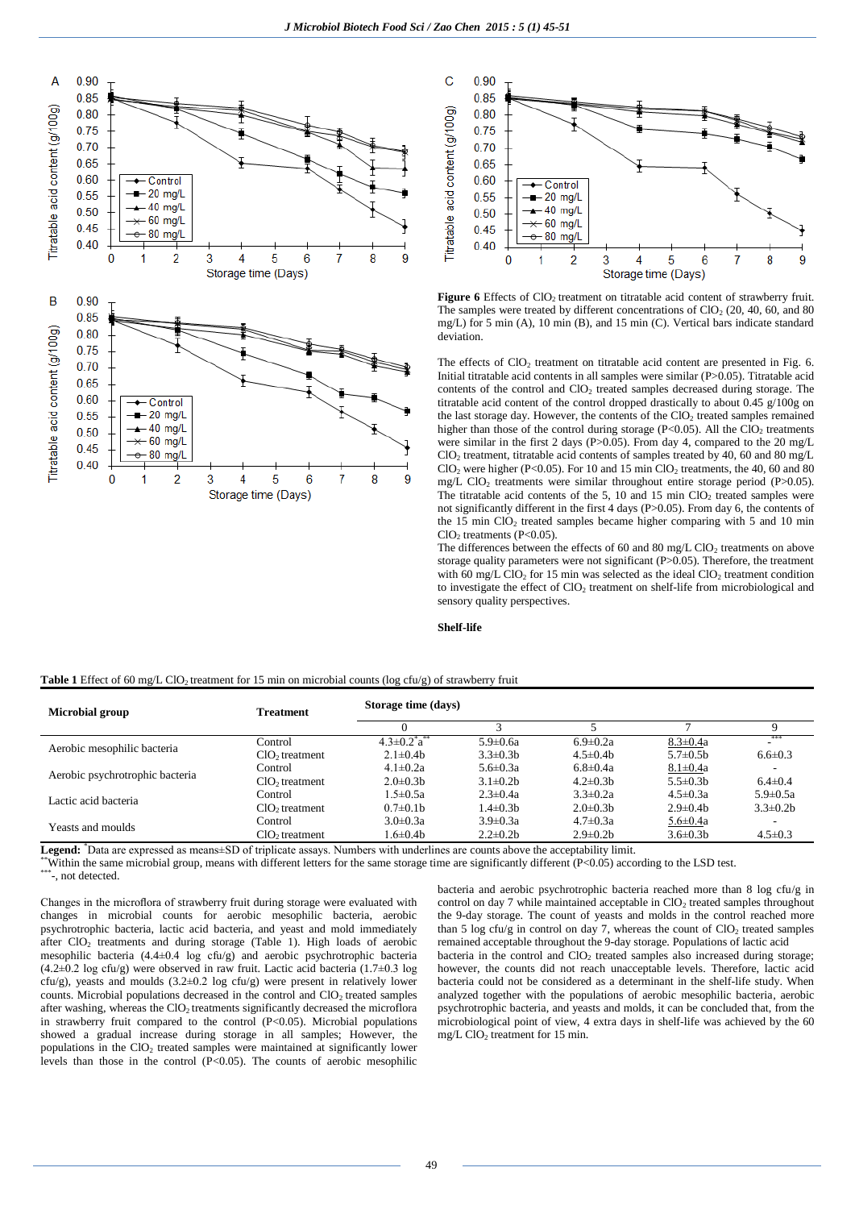**Figure 6** Effects of $ClO_2$ treatment on titratable acid content of strawberry fruit. The samples were treated by different concentrations of $ClO_2$ (20, 40, 60, and 80 mg/L) for 5 min (A), 10 min (B), and 15 min (C). Vertical bars indicate standard deviation.

The effects of $ClO_2$ treatment on titratable acid content are presented in Fig. 6. Initial titratable acid contents in all samples were similar ($P>0.05$). Titratable acid contents of the control and $ClO_2$ treated samples decreased during storage. The titratable acid content of the control dropped drastically to about 0.45 g/100g on the last storage day. However, the contents of the $ClO_2$ treated samples remained higher than those of the control during storage ($P<0.05$). All the $ClO_2$ treatments were similar in the first 2 days ($P>0.05$). From day 4, compared to the 20 mg/L $ClO_2$ treatment, titratable acid contents of samples treated by 40, 60 and 80 mg/L $ClO_2$ were higher ($P<0.05$). For 10 and 15 min $ClO_2$ treatments, the 40, 60 and 80 mg/L $ClO_2$ treatments were similar throughout entire storage period ($P>0.05$). The titratable acid contents of the 5, 10 and 15 min $ClO_2$ treated samples were not significantly different in the first 4 days ($P>0.05$). From day 6, the contents of the 15 min $ClO_2$ treated samples became higher comparing with 5 and 10 min $ClO_2$ treatments ($P<0.05$).

The differences between the effects of 60 and 80 mg/L $ClO_2$ treatments on above storage quality parameters were not significant ($P>0.05$). Therefore, the treatment with 60 mg/L $ClO_2$ for 15 min was selected as the ideal $ClO_2$ treatment condition to investigate the effect of $ClO_2$ treatment on shelf-life from microbiological and sensory quality perspectives.

**Shelf-life**

**Table 1** Effect of 60 mg/L $ClO_2$ treatment for 15 min on microbial counts (log cfu/g) of strawberry fruit

| Microbial group | Treatment | Storage time (days) | | | | |
|---|---|---|---|---|---|---|
| | | 0 | 3 | 5 | 7 | 9 |
| Aerobic mesophilic bacteria | Control | 4.3±0.2*a** | 5.9±0.6a | 6.9±0.2a | <u>8.3±0.4a</u> | -*** |
| | $ClO_2$ treatment | 2.1±0.4b | 3.3±0.3b | 4.5±0.4b | 5.7±0.5b | 6.6±0.3 |
| Aerobic psychrotrophic bacteria | Control | 4.1±0.2a | 5.6±0.3a | 6.8±0.4a | <u>8.1±0.4a</u> | - |
| | $ClO_2$ treatment | 2.0±0.3b | 3.1±0.2b | 4.2±0.3b | 5.5±0.3b | 6.4±0.4 |
| Lactic acid bacteria | Control | 1.5±0.5a | 2.3±0.4a | 3.3±0.2a | 4.5±0.3a | 5.9±0.5a |
| | $ClO_2$ treatment | 0.7±0.1b | 1.4±0.3b | 2.0±0.3b | 2.9±0.4b | 3.3±0.2b |
| Yeasts and moulds | Control | 3.0±0.3a | 3.9±0.3a | 4.7±0.3a | <u>5.6±0.4a</u> | - |
| | $ClO_2$ treatment | 1.6±0.4b | 2.2±0.2b | 2.9±0.2b | 3.6±0.3b | 4.5±0.3 |

**Legend:** *Data are expressed as means±SD of triplicate assays. Numbers with underlines are counts above the acceptability limit.
**Within the same microbial group, means with different letters for the same storage time are significantly different ($P<0.05$) according to the LSD test.
***-, not detected.

Changes in the microflora of strawberry fruit during storage were evaluated with changes in microbial counts for aerobic mesophilic bacteria, aerobic psychrotrophic bacteria, lactic acid bacteria, and yeast and mold immediately after $ClO_2$ treatments and during storage (Table 1). High loads of aerobic mesophilic bacteria (4.4±0.4 log cfu/g) and aerobic psychrotrophic bacteria (4.2±0.2 log cfu/g) were observed in raw fruit. Lactic acid bacteria (1.7±0.3 log cfu/g), yeasts and moulds (3.2±0.2 log cfu/g) were present in relatively lower counts. Microbial populations decreased in the control and $ClO_2$ treated samples after washing, whereas the $ClO_2$ treatments significantly decreased the microflora in strawberry fruit compared to the control ($P<0.05$). Microbial populations showed a gradual increase during storage in all samples; However, the populations in the $ClO_2$ treated samples were maintained at significantly lower levels than those in the control ($P<0.05$). The counts of aerobic mesophilic bacteria and aerobic psychrotrophic bacteria reached more than 8 log cfu/g in control on day 7 while maintained acceptable in $ClO_2$ treated samples throughout the 9-day storage. The count of yeasts and molds in the control reached more than 5 log cfu/g in control on day 7, whereas the count of $ClO_2$ treated samples remained acceptable throughout the 9-day storage. Populations of lactic acid bacteria in the control and $ClO_2$ treated samples also increased during storage; however, the counts did not reach unacceptable levels. Therefore, lactic acid bacteria could not be considered as a determinant in the shelf-life study. When analyzed together with the populations of aerobic mesophilic bacteria, aerobic psychrotrophic bacteria, and yeasts and molds, it can be concluded that, from the microbiological point of view, 4 extra days in shelf-life was achieved by the 60 mg/L $ClO_2$ treatment for 15 min.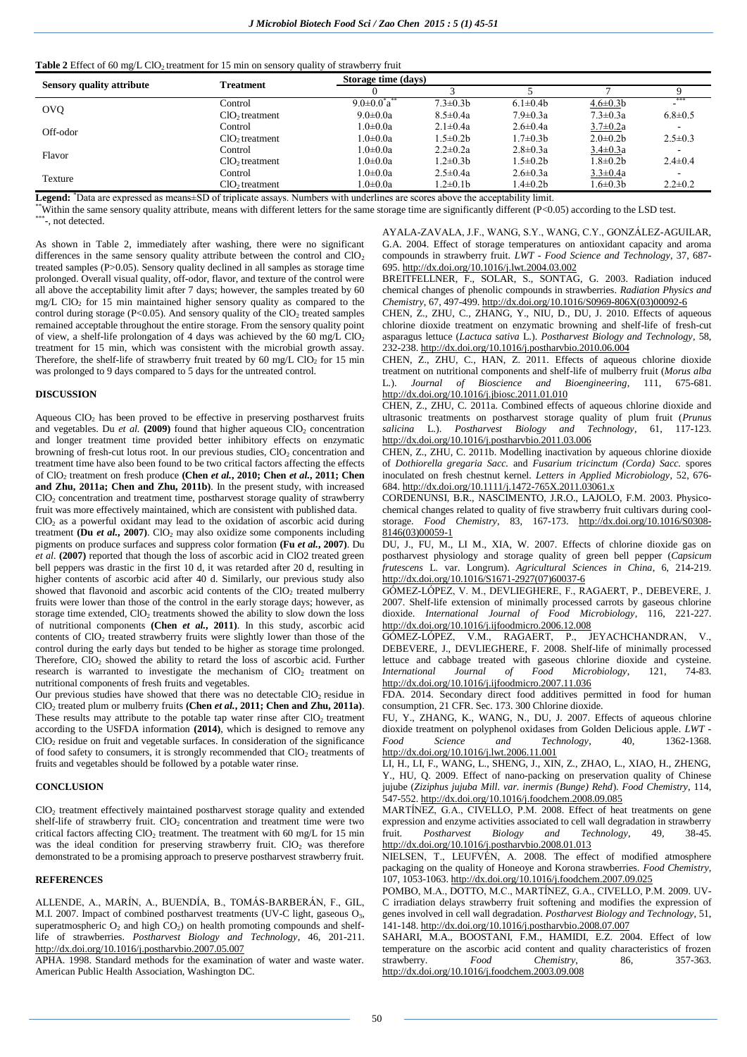**Table 2** Effect of 60 mg/L $ClO_2$ treatment for 15 min on sensory quality of strawberry fruit

| Sensory quality attribute | Treatment | Storage time (days) | | | | |
|---|---|---|---|---|---|---|
| | | 0 | 3 | 5 | 7 | 9 |
| OVQ | Control | 9.0±0.0[*]a[**] | 7.3±0.3b | 6.1±0.4b | 4.6±0.3b | -[***] |
| | $ClO_2$ treatment | 9.0±0.0a | 8.5±0.4a | 7.9±0.3a | 7.3±0.3a | 6.8±0.5 |
| Off-odor | Control | 1.0±0.0a | 2.1±0.4a | 2.6±0.4a | 3.7±0.2a | - |
| | $ClO_2$ treatment | 1.0±0.0a | 1.5±0.2b | 1.7±0.3b | 2.0±0.2b | 2.5±0.3 |
| Flavor | Control | 1.0±0.0a | 2.2±0.2a | 2.8±0.3a | 3.4±0.3a | - |
| | $ClO_2$ treatment | 1.0±0.0a | 1.2±0.3b | 1.5±0.2b | 1.8±0.2b | 2.4±0.4 |
| Texture | Control | 1.0±0.0a | 2.5±0.4a | 2.6±0.3a | 3.3±0.4a | - |
| | $ClO_2$ treatment | 1.0±0.0a | 1.2±0.1b | 1.4±0.2b | 1.6±0.3b | 2.2±0.2 |

**Legend:** [*]Data are expressed as means±SD of triplicate assays. Numbers with underlines are scores above the acceptability limit.
[**]Within the same sensory quality attribute, means with different letters for the same storage time are significantly different (P<0.05) according to the LSD test.
[***]-, not detected.

As shown in Table 2, immediately after washing, there were no significant differences in the same sensory quality attribute between the control and $ClO_2$ treated samples (P>0.05). Sensory quality declined in all samples as storage time prolonged. Overall visual quality, off-odor, flavor, and texture of the control were all above the acceptability limit after 7 days; however, the samples treated by 60 mg/L $ClO_2$ for 15 min maintained higher sensory quality as compared to the control during storage (P<0.05). And sensory quality of the $ClO_2$ treated samples remained acceptable throughout the entire storage. From the sensory quality point of view, a shelf-life prolongation of 4 days was achieved by the 60 mg/L $ClO_2$ treatment for 15 min, which was consistent with the microbial growth assay. Therefore, the shelf-life of strawberry fruit treated by 60 mg/L $ClO_2$ for 15 min was prolonged to 9 days compared to 5 days for the untreated control.

## DISCUSSION

Aqueous $ClO_2$ has been proved to be effective in preserving postharvest fruits and vegetables. Du *et al.* **(2009)** found that higher aqueous $ClO_2$ concentration and longer treatment time provided better inhibitory effects on enzymatic browning of fresh-cut lotus root. In our previous studies, $ClO_2$ concentration and treatment time have also been found to be two critical factors affecting the effects of $ClO_2$ treatment on fresh produce **(Chen *et al.*, 2010; Chen *et al.*, 2011; Chen and Zhu, 2011a; Chen and Zhu, 2011b)**. In the present study, with increased $ClO_2$ concentration and treatment time, postharvest storage quality of strawberry fruit was more effectively maintained, which are consistent with published data.

$ClO_2$ as a powerful oxidant may lead to the oxidation of ascorbic acid during treatment **(Du *et al.*, 2007)**. $ClO_2$ may also oxidize some components including pigments on produce surfaces and suppress color formation **(Fu *et al.*, 2007)**. Du *et al.* **(2007)** reported that though the loss of ascorbic acid in ClO2 treated green bell peppers was drastic in the first 10 d, it was retarded after 20 d, resulting in higher contents of ascorbic acid after 40 d. Similarly, our previous study also showed that flavonoid and ascorbic acid contents of the $ClO_2$ treated mulberry fruits were lower than those of the control in the early storage days; however, as storage time extended, $ClO_2$ treatments showed the ability to slow down the loss of nutritional components **(Chen *et al.*, 2011)**. In this study, ascorbic acid contents of $ClO_2$ treated strawberry fruits were slightly lower than those of the control during the early days but tended to be higher as storage time prolonged. Therefore, $ClO_2$ showed the ability to retard the loss of ascorbic acid. Further research is warranted to investigate the mechanism of $ClO_2$ treatment on nutritional components of fresh fruits and vegetables.

Our previous studies have showed that there was no detectable $ClO_2$ residue in $ClO_2$ treated plum or mulberry fruits **(Chen *et al.*, 2011; Chen and Zhu, 2011a)**. These results may attribute to the potable tap water rinse after $ClO_2$ treatment according to the USFDA information **(2014)**, which is designed to remove any $ClO_2$ residue on fruit and vegetable surfaces. In consideration of the significance of food safety to consumers, it is strongly recommended that $ClO_2$ treatments of fruits and vegetables should be followed by a potable water rinse.

## CONCLUSION

$ClO_2$ treatment effectively maintained postharvest storage quality and extended shelf-life of strawberry fruit. $ClO_2$ concentration and treatment time were two critical factors affecting $ClO_2$ treatment. The treatment with 60 mg/L for 15 min was the ideal condition for preserving strawberry fruit. $ClO_2$ was therefore demonstrated to be a promising approach to preserve postharvest strawberry fruit.

## REFERENCES

ALLENDE, A., MARÍN, A., BUENDÍA, B., TOMÁS-BARBERÁN, F., GIL, M.I. 2007. Impact of combined postharvest treatments (UV-C light, gaseous $O_3$, superatmospheric $O_2$ and high $CO_2$) on health promoting compounds and shelf-life of strawberries. *Postharvest Biology and Technology*, 46, 201-211. http://dx.doi.org/10.1016/j.postharvbio.2007.05.007

APHA. 1998. Standard methods for the examination of water and waste water. American Public Health Association, Washington DC.

AYALA-ZAVALA, J.F., WANG, S.Y., WANG, C.Y., GONZÁLEZ-AGUILAR, G.A. 2004. Effect of storage temperatures on antioxidant capacity and aroma compounds in strawberry fruit. *LWT - Food Science and Technology*, 37, 687-695. http://dx.doi.org/10.1016/j.lwt.2004.03.002

BREITFELLNER, F., SOLAR, S., SONTAG, G. 2003. Radiation induced chemical changes of phenolic compounds in strawberries. *Radiation Physics and Chemistry*, 67, 497-499. http://dx.doi.org/10.1016/S0969-806X(03)00092-6

CHEN, Z., ZHU, C., ZHANG, Y., NIU, D., DU, J. 2010. Effects of aqueous chlorine dioxide treatment on enzymatic browning and shelf-life of fresh-cut asparagus lettuce (*Lactuca sativa* L.). *Postharvest Biology and Technology*, 58, 232-238. http://dx.doi.org/10.1016/j.postharvbio.2010.06.004

CHEN, Z., ZHU, C., HAN, Z. 2011. Effects of aqueous chlorine dioxide treatment on nutritional components and shelf-life of mulberry fruit (*Morus alba* L.). *Journal of Bioscience and Bioengineering*, 111, 675-681. http://dx.doi.org/10.1016/j.jbiosc.2011.01.010

CHEN, Z., ZHU, C. 2011a. Combined effects of aqueous chlorine dioxide and ultrasonic treatments on postharvest storage quality of plum fruit (*Prunus salicina* L.). *Postharvest Biology and Technology*, 61, 117-123. http://dx.doi.org/10.1016/j.postharvbio.2011.03.006

CHEN, Z., ZHU, C. 2011b. Modelling inactivation by aqueous chlorine dioxide of *Dothiorella gregaria Sacc.* and *Fusarium tricinctum (Corda) Sacc.* spores inoculated on fresh chestnut kernel. *Letters in Applied Microbiology*, 52, 676-684. http://dx.doi.org/10.1111/j.1472-765X.2011.03061.x

CORDENUNSI, B.R., NASCIMENTO, J.R.O., LAJOLO, F.M. 2003. Physico-chemical changes related to quality of five strawberry fruit cultivars during cool-storage. *Food Chemistry*, 83, 167-173. http://dx.doi.org/10.1016/S0308-8146(03)00059-1

DU, J., FU, M., LI M., XIA, W. 2007. Effects of chlorine dioxide gas on postharvest physiology and storage quality of green bell pepper (*Capsicum frutescens* L. var. Longrum). *Agricultural Sciences in China*, 6, 214-219. http://dx.doi.org/10.1016/S1671-2927(07)60037-6

GÓMEZ-LÓPEZ, V. M., DEVLIEGHERE, F., RAGAERT, P., DEBEVERE, J. 2007. Shelf-life extension of minimally processed carrots by gaseous chlorine dioxide. *International Journal of Food Microbiology*, 116, 221-227. http://dx.doi.org/10.1016/j.ijfoodmicro.2006.12.008

GÓMEZ-LÓPEZ, V.M., RAGAERT, P., JEYACHCHANDRAN, V., DEBEVERE, J., DEVLIEGHERE, F. 2008. Shelf-life of minimally processed lettuce and cabbage treated with gaseous chlorine dioxide and cysteine. *International Journal of Food Microbiology*, 121, 74-83. http://dx.doi.org/10.1016/j.ijfoodmicro.2007.11.036

FDA. 2014. Secondary direct food additives permitted in food for human consumption, 21 CFR. Sec. 173. 300 Chlorine dioxide.

FU, Y., ZHANG, K., WANG, N., DU, J. 2007. Effects of aqueous chlorine dioxide treatment on polyphenol oxidases from Golden Delicious apple. *LWT - Food Science and Technology*, 40, 1362-1368. http://dx.doi.org/10.1016/j.lwt.2006.11.001

LI, H., LI, F., WANG, L., SHENG, J., XIN, Z., ZHAO, L., XIAO, H., ZHENG, Y., HU, Q. 2009. Effect of nano-packing on preservation quality of Chinese jujube (*Ziziphus jujuba Mill. var. inermis (Bunge) Rehd*). *Food Chemistry*, 114, 547-552. http://dx.doi.org/10.1016/j.foodchem.2008.09.085

MARTÍNEZ, G.A., CIVELLO, P.M. 2008. Effect of heat treatments on gene expression and enzyme activities associated to cell wall degradation in strawberry fruit. *Postharvest Biology and Technology*, 49, 38-45. http://dx.doi.org/10.1016/j.postharvbio.2008.01.013

NIELSEN, T., LEUFVÉN, A. 2008. The effect of modified atmosphere packaging on the quality of Honeoye and Korona strawberries. *Food Chemistry*, 107, 1053-1063. http://dx.doi.org/10.1016/j.foodchem.2007.09.025

POMBO, M.A., DOTTO, M.C., MARTÍNEZ, G.A., CIVELLO, P.M. 2009. UV-C irradiation delays strawberry fruit softening and modifies the expression of genes involved in cell wall degradation. *Postharvest Biology and Technology*, 51, 141-148. http://dx.doi.org/10.1016/j.postharvbio.2008.07.007

SAHARI, M.A., BOOSTANI, F.M., HAMIDI, E.Z. 2004. Effect of low temperature on the ascorbic acid content and quality characteristics of frozen strawberry. *Food Chemistry*, 86, 357-363. http://dx.doi.org/10.1016/j.foodchem.2003.09.008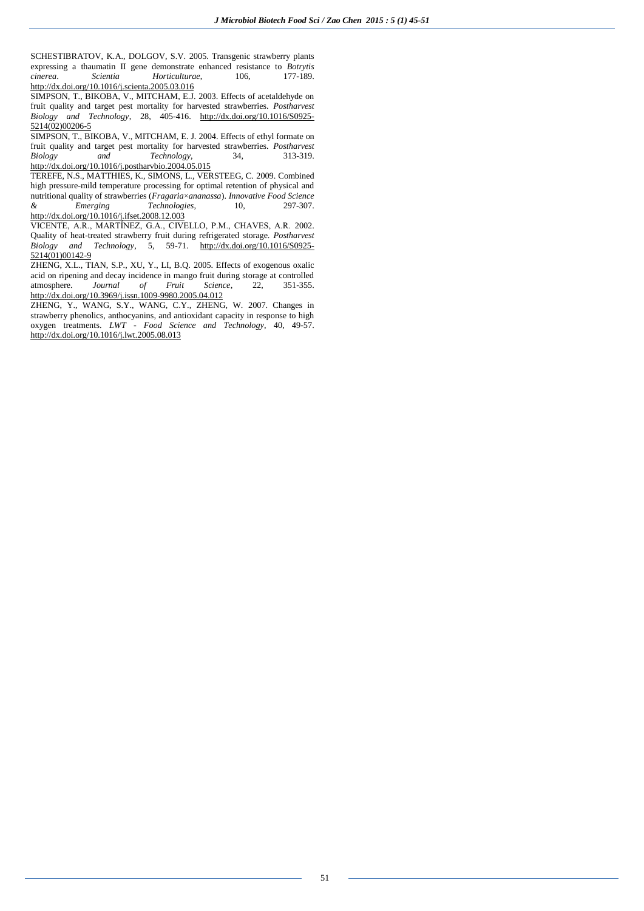SCHESTIBRATOV, K.A., DOLGOV, S.V. 2005. Transgenic strawberry plants expressing a thaumatin II gene demonstrate enhanced resistance to *Botrytis cinerea*. *Scientia Horticulturae*, 106, 177-189. http://dx.doi.org/10.1016/j.scienta.2005.03.016

SIMPSON, T., BIKOBA, V., MITCHAM, E.J. 2003. Effects of acetaldehyde on fruit quality and target pest mortality for harvested strawberries. *Postharvest Biology and Technology*, 28, 405-416. http://dx.doi.org/10.1016/S0925-5214(02)00206-5

SIMPSON, T., BIKOBA, V., MITCHAM, E. J. 2004. Effects of ethyl formate on fruit quality and target pest mortality for harvested strawberries. *Postharvest Biology and Technology*, 34, 313-319. http://dx.doi.org/10.1016/j.postharvbio.2004.05.015

TEREFE, N.S., MATTHIES, K., SIMONS, L., VERSTEEG, C. 2009. Combined high pressure-mild temperature processing for optimal retention of physical and nutritional quality of strawberries (*Fragaria×ananassa*). *Innovative Food Science & Emerging Technologies*, 10, 297-307. http://dx.doi.org/10.1016/j.ifset.2008.12.003

VICENTE, A.R., MARTÍNEZ, G.A., CIVELLO, P.M., CHAVES, A.R. 2002. Quality of heat-treated strawberry fruit during refrigerated storage. *Postharvest Biology and Technology*, 5, 59-71. http://dx.doi.org/10.1016/S0925-5214(01)00142-9

ZHENG, X.L., TIAN, S.P., XU, Y., LI, B.Q. 2005. Effects of exogenous oxalic acid on ripening and decay incidence in mango fruit during storage at controlled atmosphere. *Journal of Fruit Science*, 22, 351-355. http://dx.doi.org/10.3969/j.issn.1009-9980.2005.04.012

ZHENG, Y., WANG, S.Y., WANG, C.Y., ZHENG, W. 2007. Changes in strawberry phenolics, anthocyanins, and antioxidant capacity in response to high oxygen treatments. *LWT - Food Science and Technology*, 40, 49-57. http://dx.doi.org/10.1016/j.lwt.2005.08.013